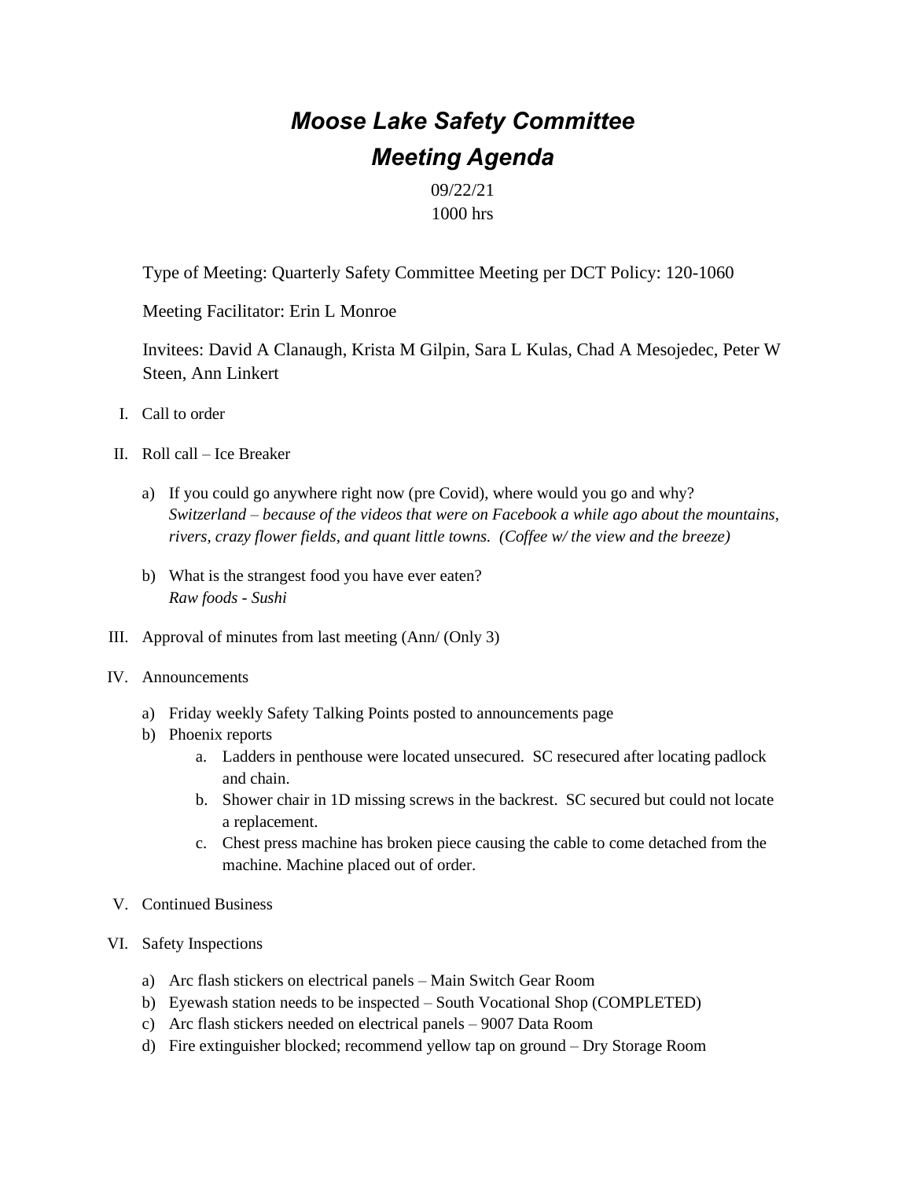# *Moose Lake Safety Committee*
# *Meeting Agenda*

09/22/21
1000 hrs

Type of Meeting: Quarterly Safety Committee Meeting per DCT Policy: 120-1060

Meeting Facilitator: Erin L Monroe

Invitees: David A Clanaugh, Krista M Gilpin, Sara L Kulas, Chad A Mesojedec, Peter W Steen, Ann Linkert

I. Call to order

II. Roll call – Ice Breaker

   a) If you could go anywhere right now (pre Covid), where would you go and why?
      *Switzerland – because of the videos that were on Facebook a while ago about the mountains, rivers, crazy flower fields, and quant little towns. (Coffee w/ the view and the breeze)*

   b) What is the strangest food you have ever eaten?
      *Raw foods - Sushi*

III. Approval of minutes from last meeting (Ann/ (Only 3)

IV. Announcements

   a) Friday weekly Safety Talking Points posted to announcements page
   b) Phoenix reports
      a. Ladders in penthouse were located unsecured. SC resecured after locating padlock and chain.
      b. Shower chair in 1D missing screws in the backrest. SC secured but could not locate a replacement.
      c. Chest press machine has broken piece causing the cable to come detached from the machine. Machine placed out of order.

V. Continued Business

VI. Safety Inspections

   a) Arc flash stickers on electrical panels – Main Switch Gear Room
   b) Eyewash station needs to be inspected – South Vocational Shop (COMPLETED)
   c) Arc flash stickers needed on electrical panels – 9007 Data Room
   d) Fire extinguisher blocked; recommend yellow tap on ground – Dry Storage Room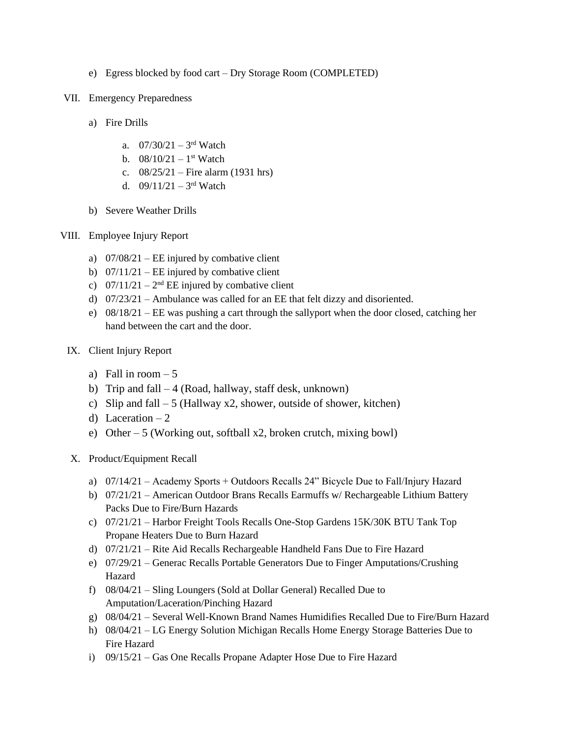e) Egress blocked by food cart – Dry Storage Room (COMPLETED)

VII. Emergency Preparedness

a) Fire Drills

a. 07/30/21 – 3rd Watch
b. 08/10/21 – 1st Watch
c. 08/25/21 – Fire alarm (1931 hrs)
d. 09/11/21 – 3rd Watch

b) Severe Weather Drills

VIII. Employee Injury Report

a) 07/08/21 – EE injured by combative client
b) 07/11/21 – EE injured by combative client
c) 07/11/21 – 2nd EE injured by combative client
d) 07/23/21 – Ambulance was called for an EE that felt dizzy and disoriented.
e) 08/18/21 – EE was pushing a cart through the sallyport when the door closed, catching her hand between the cart and the door.

IX. Client Injury Report

a) Fall in room – 5
b) Trip and fall – 4 (Road, hallway, staff desk, unknown)
c) Slip and fall – 5 (Hallway x2, shower, outside of shower, kitchen)
d) Laceration – 2
e) Other – 5 (Working out, softball x2, broken crutch, mixing bowl)

X. Product/Equipment Recall

a) 07/14/21 – Academy Sports + Outdoors Recalls 24" Bicycle Due to Fall/Injury Hazard
b) 07/21/21 – American Outdoor Brans Recalls Earmuffs w/ Rechargeable Lithium Battery Packs Due to Fire/Burn Hazards
c) 07/21/21 – Harbor Freight Tools Recalls One-Stop Gardens 15K/30K BTU Tank Top Propane Heaters Due to Burn Hazard
d) 07/21/21 – Rite Aid Recalls Rechargeable Handheld Fans Due to Fire Hazard
e) 07/29/21 – Generac Recalls Portable Generators Due to Finger Amputations/Crushing Hazard
f) 08/04/21 – Sling Loungers (Sold at Dollar General) Recalled Due to Amputation/Laceration/Pinching Hazard
g) 08/04/21 – Several Well-Known Brand Names Humidifies Recalled Due to Fire/Burn Hazard
h) 08/04/21 – LG Energy Solution Michigan Recalls Home Energy Storage Batteries Due to Fire Hazard
i) 09/15/21 – Gas One Recalls Propane Adapter Hose Due to Fire Hazard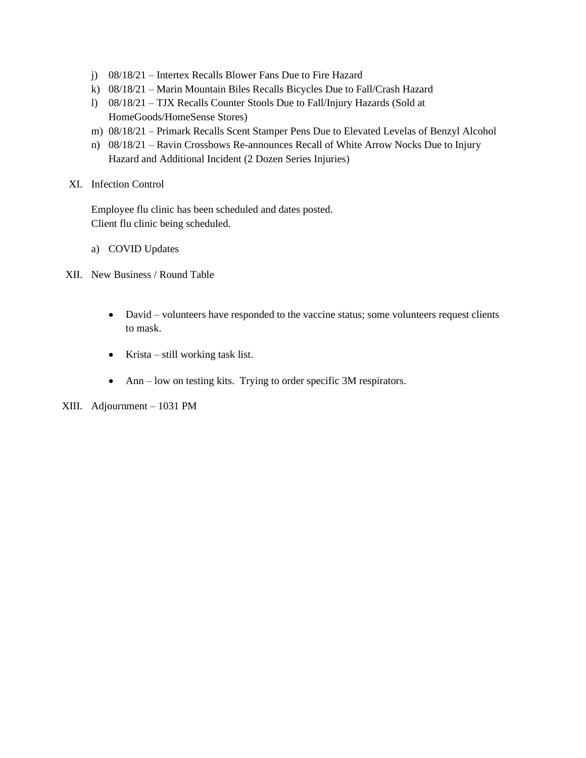j) 08/18/21 – Intertex Recalls Blower Fans Due to Fire Hazard
k) 08/18/21 – Marin Mountain Biles Recalls Bicycles Due to Fall/Crash Hazard
l) 08/18/21 – TJX Recalls Counter Stools Due to Fall/Injury Hazards (Sold at HomeGoods/HomeSense Stores)
m) 08/18/21 – Primark Recalls Scent Stamper Pens Due to Elevated Levelas of Benzyl Alcohol
n) 08/18/21 – Ravin Crossbows Re-announces Recall of White Arrow Nocks Due to Injury Hazard and Additional Incident (2 Dozen Series Injuries)

XI. Infection Control

Employee flu clinic has been scheduled and dates posted.
Client flu clinic being scheduled.

a) COVID Updates

XII. New Business / Round Table

- David – volunteers have responded to the vaccine status; some volunteers request clients to mask.
- Krista – still working task list.
- Ann – low on testing kits. Trying to order specific 3M respirators.

XIII. Adjournment – 1031 PM